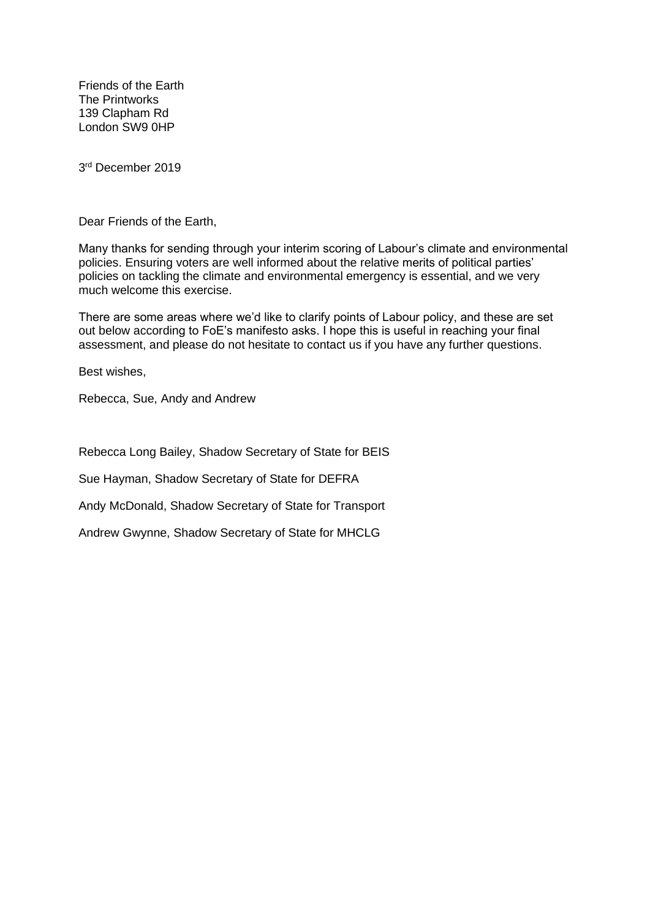Friends of the Earth
The Printworks
139 Clapham Rd
London SW9 0HP

3rd December 2019

Dear Friends of the Earth,

Many thanks for sending through your interim scoring of Labour's climate and environmental policies. Ensuring voters are well informed about the relative merits of political parties' policies on tackling the climate and environmental emergency is essential, and we very much welcome this exercise.

There are some areas where we'd like to clarify points of Labour policy, and these are set out below according to FoE's manifesto asks. I hope this is useful in reaching your final assessment, and please do not hesitate to contact us if you have any further questions.

Best wishes,

Rebecca, Sue, Andy and Andrew

Rebecca Long Bailey, Shadow Secretary of State for BEIS

Sue Hayman, Shadow Secretary of State for DEFRA

Andy McDonald, Shadow Secretary of State for Transport

Andrew Gwynne, Shadow Secretary of State for MHCLG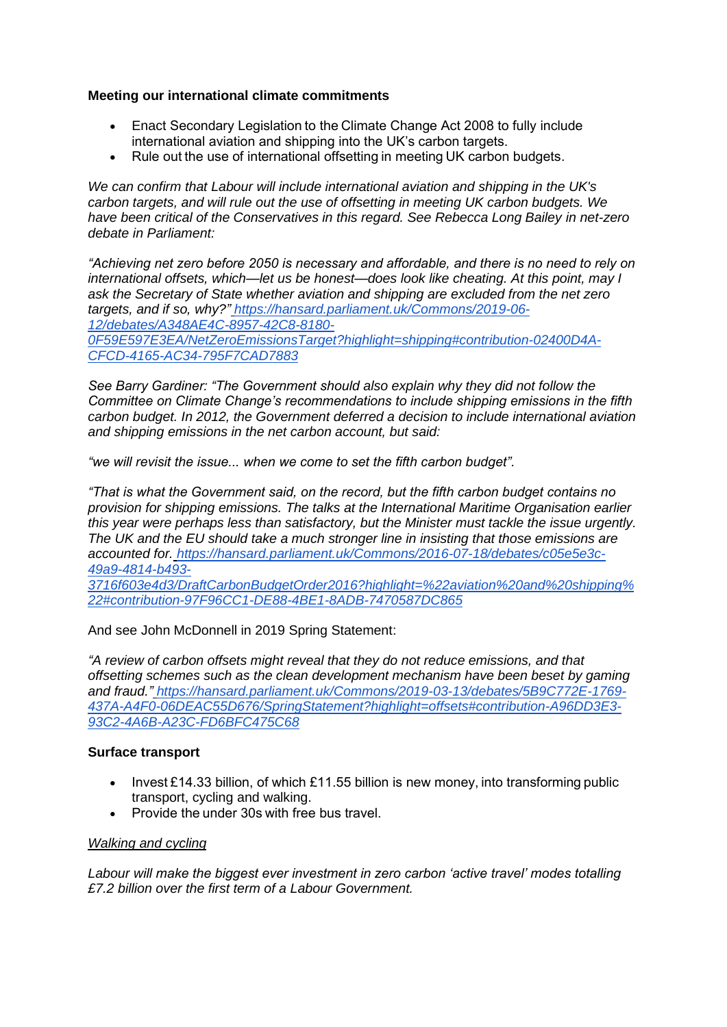**Meeting our international climate commitments**

- Enact Secondary Legislation to the Climate Change Act 2008 to fully include international aviation and shipping into the UK's carbon targets.
- Rule out the use of international offsetting in meeting UK carbon budgets.

*We can confirm that Labour will include international aviation and shipping in the UK's carbon targets, and will rule out the use of offsetting in meeting UK carbon budgets. We have been critical of the Conservatives in this regard. See Rebecca Long Bailey in net-zero debate in Parliament:*

*"Achieving net zero before 2050 is necessary and affordable, and there is no need to rely on international offsets, which—let us be honest—does look like cheating. At this point, may I ask the Secretary of State whether aviation and shipping are excluded from the net zero targets, and if so, why?"* *https://hansard.parliament.uk/Commons/2019-06-12/debates/A348AE4C-8957-42C8-8180-0F59E597E3EA/NetZeroEmissionsTarget?highlight=shipping#contribution-02400D4A-CFCD-4165-AC34-795F7CAD7883*

*See Barry Gardiner: "The Government should also explain why they did not follow the Committee on Climate Change's recommendations to include shipping emissions in the fifth carbon budget. In 2012, the Government deferred a decision to include international aviation and shipping emissions in the net carbon account, but said:*

*"we will revisit the issue... when we come to set the fifth carbon budget".*

*"That is what the Government said, on the record, but the fifth carbon budget contains no provision for shipping emissions. The talks at the International Maritime Organisation earlier this year were perhaps less than satisfactory, but the Minister must tackle the issue urgently. The UK and the EU should take a much stronger line in insisting that those emissions are accounted for.* *https://hansard.parliament.uk/Commons/2016-07-18/debates/c05e5e3c-49a9-4814-b493-3716f603e4d3/DraftCarbonBudgetOrder2016?highlight=%22aviation%20and%20shipping%22#contribution-97F96CC1-DE88-4BE1-8ADB-7470587DC865*

And see John McDonnell in 2019 Spring Statement:

*"A review of carbon offsets might reveal that they do not reduce emissions, and that offsetting schemes such as the clean development mechanism have been beset by gaming and fraud."* *https://hansard.parliament.uk/Commons/2019-03-13/debates/5B9C772E-1769-437A-A4F0-06DEAC55D676/SpringStatement?highlight=offsets#contribution-A96DD3E3-93C2-4A6B-A23C-FD6BFC475C68*

**Surface transport**

- Invest £14.33 billion, of which £11.55 billion is new money, into transforming public transport, cycling and walking.
- Provide the under 30s with free bus travel.

<u>*Walking and cycling*</u>

*Labour will make the biggest ever investment in zero carbon 'active travel' modes totalling £7.2 billion over the first term of a Labour Government.*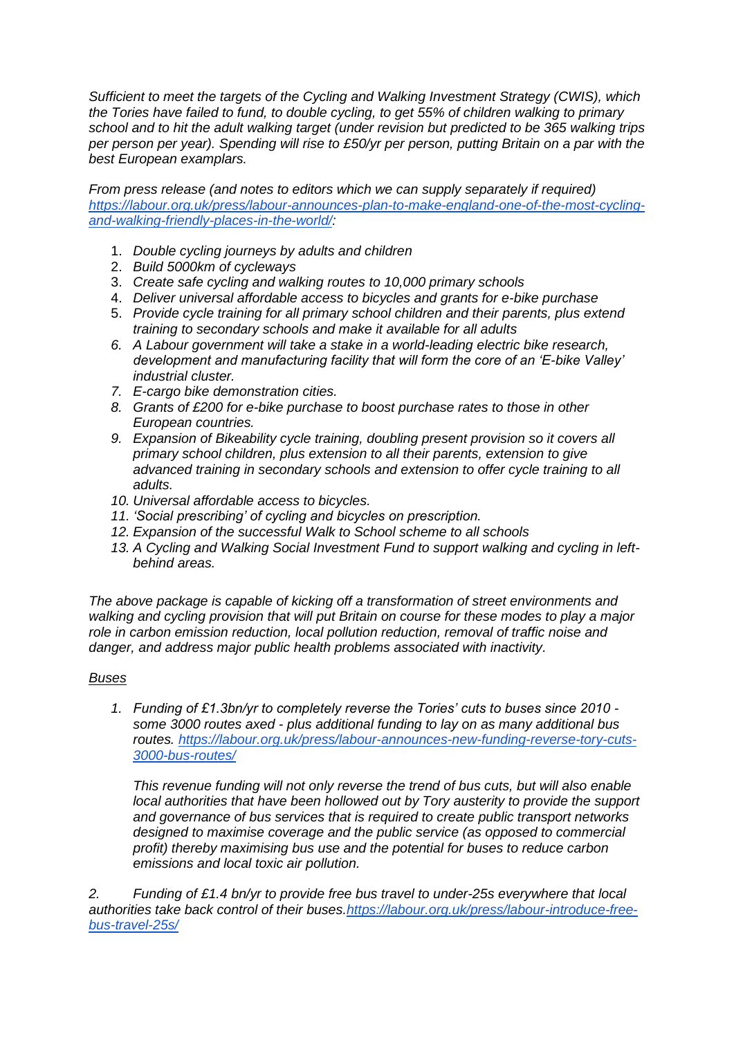*Sufficient to meet the targets of the Cycling and Walking Investment Strategy (CWIS), which the Tories have failed to fund, to double cycling, to get 55% of children walking to primary school and to hit the adult walking target (under revision but predicted to be 365 walking trips per person per year). Spending will rise to £50/yr per person, putting Britain on a par with the best European examplars.*

*From press release (and notes to editors which we can supply separately if required) [https://labour.org.uk/press/labour-announces-plan-to-make-england-one-of-the-most-cycling-and-walking-friendly-places-in-the-world/](https://labour.org.uk/press/labour-announces-plan-to-make-england-one-of-the-most-cycling-and-walking-friendly-places-in-the-world/):*

1. *Double cycling journeys by adults and children*
2. *Build 5000km of cycleways*
3. *Create safe cycling and walking routes to 10,000 primary schools*
4. *Deliver universal affordable access to bicycles and grants for e-bike purchase*
5. *Provide cycle training for all primary school children and their parents, plus extend training to secondary schools and make it available for all adults*
6. *A Labour government will take a stake in a world-leading electric bike research, development and manufacturing facility that will form the core of an 'E-bike Valley' industrial cluster.*
7. *E-cargo bike demonstration cities.*
8. *Grants of £200 for e-bike purchase to boost purchase rates to those in other European countries.*
9. *Expansion of Bikeability cycle training, doubling present provision so it covers all primary school children, plus extension to all their parents, extension to give advanced training in secondary schools and extension to offer cycle training to all adults.*
10. *Universal affordable access to bicycles.*
11. *'Social prescribing' of cycling and bicycles on prescription.*
12. *Expansion of the successful Walk to School scheme to all schools*
13. *A Cycling and Walking Social Investment Fund to support walking and cycling in left-behind areas.*

*The above package is capable of kicking off a transformation of street environments and walking and cycling provision that will put Britain on course for these modes to play a major role in carbon emission reduction, local pollution reduction, removal of traffic noise and danger, and address major public health problems associated with inactivity.*

*<u>Buses</u>*

1. *Funding of £1.3bn/yr to completely reverse the Tories' cuts to buses since 2010 - some 3000 routes axed - plus additional funding to lay on as many additional bus routes. [https://labour.org.uk/press/labour-announces-new-funding-reverse-tory-cuts-3000-bus-routes/](https://labour.org.uk/press/labour-announces-new-funding-reverse-tory-cuts-3000-bus-routes/)*

   *This revenue funding will not only reverse the trend of bus cuts, but will also enable local authorities that have been hollowed out by Tory austerity to provide the support and governance of bus services that is required to create public transport networks designed to maximise coverage and the public service (as opposed to commercial profit) thereby maximising bus use and the potential for buses to reduce carbon emissions and local toxic air pollution.*

2. *Funding of £1.4 bn/yr to provide free bus travel to under-25s everywhere that local authorities take back control of their buses. [https://labour.org.uk/press/labour-introduce-free-bus-travel-25s/](https://labour.org.uk/press/labour-introduce-free-bus-travel-25s/)*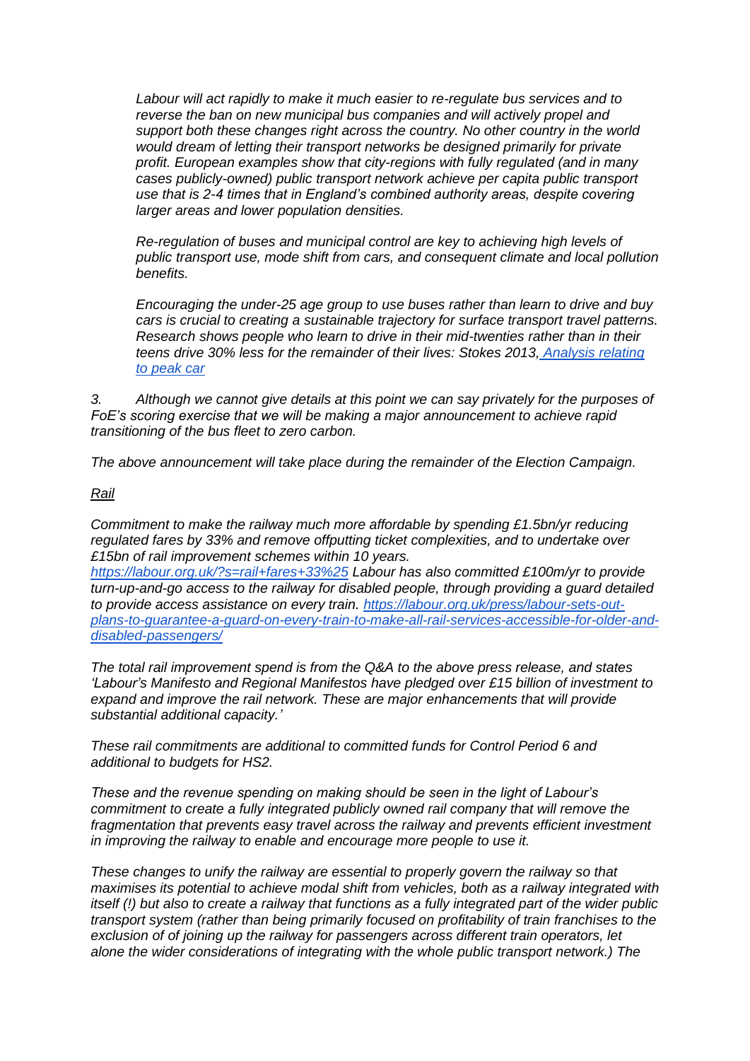*Labour will act rapidly to make it much easier to re-regulate bus services and to reverse the ban on new municipal bus companies and will actively propel and support both these changes right across the country. No other country in the world would dream of letting their transport networks be designed primarily for private profit. European examples show that city-regions with fully regulated (and in many cases publicly-owned) public transport network achieve per capita public transport use that is 2-4 times that in England's combined authority areas, despite covering larger areas and lower population densities.*

*Re-regulation of buses and municipal control are key to achieving high levels of public transport use, mode shift from cars, and consequent climate and local pollution benefits.*

*Encouraging the under-25 age group to use buses rather than learn to drive and buy cars is crucial to creating a sustainable trajectory for surface transport travel patterns. Research shows people who learn to drive in their mid-twenties rather than in their teens drive 30% less for the remainder of their lives: Stokes 2013, [Analysis relating to peak car]()*

*3. Although we cannot give details at this point we can say privately for the purposes of FoE's scoring exercise that we will be making a major announcement to achieve rapid transitioning of the bus fleet to zero carbon.*

*The above announcement will take place during the remainder of the Election Campaign.*

*Rail*

*Commitment to make the railway much more affordable by spending £1.5bn/yr reducing regulated fares by 33% and remove offputting ticket complexities, and to undertake over £15bn of rail improvement schemes within 10 years.*
*https://labour.org.uk/?s=rail+fares+33%25 Labour has also committed £100m/yr to provide turn-up-and-go access to the railway for disabled people, through providing a guard detailed to provide access assistance on every train. https://labour.org.uk/press/labour-sets-out-plans-to-guarantee-a-guard-on-every-train-to-make-all-rail-services-accessible-for-older-and-disabled-passengers/*

*The total rail improvement spend is from the Q&A to the above press release, and states 'Labour's Manifesto and Regional Manifestos have pledged over £15 billion of investment to expand and improve the rail network. These are major enhancements that will provide substantial additional capacity.'*

*These rail commitments are additional to committed funds for Control Period 6 and additional to budgets for HS2.*

*These and the revenue spending on making should be seen in the light of Labour's commitment to create a fully integrated publicly owned rail company that will remove the fragmentation that prevents easy travel across the railway and prevents efficient investment in improving the railway to enable and encourage more people to use it.*

*These changes to unify the railway are essential to properly govern the railway so that maximises its potential to achieve modal shift from vehicles, both as a railway integrated with itself (!) but also to create a railway that functions as a fully integrated part of the wider public transport system (rather than being primarily focused on profitability of train franchises to the exclusion of of joining up the railway for passengers across different train operators, let alone the wider considerations of integrating with the whole public transport network.) The*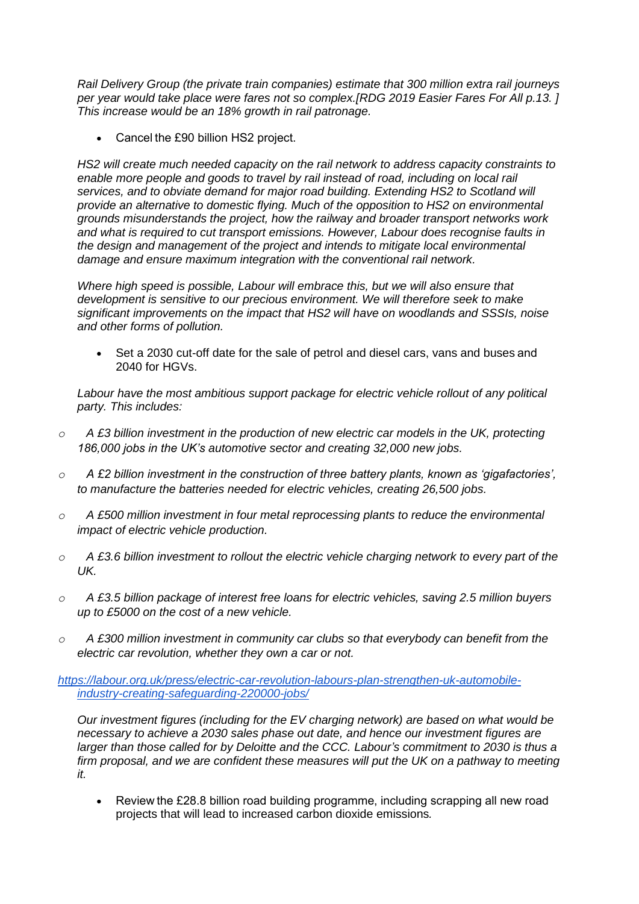*Rail Delivery Group (the private train companies) estimate that 300 million extra rail journeys per year would take place were fares not so complex.[RDG 2019 Easier Fares For All p.13. ] This increase would be an 18% growth in rail patronage.*

- Cancel the £90 billion HS2 project.

*HS2 will create much needed capacity on the rail network to address capacity constraints to enable more people and goods to travel by rail instead of road, including on local rail services, and to obviate demand for major road building. Extending HS2 to Scotland will provide an alternative to domestic flying. Much of the opposition to HS2 on environmental grounds misunderstands the project, how the railway and broader transport networks work and what is required to cut transport emissions. However, Labour does recognise faults in the design and management of the project and intends to mitigate local environmental damage and ensure maximum integration with the conventional rail network.*

*Where high speed is possible, Labour will embrace this, but we will also ensure that development is sensitive to our precious environment. We will therefore seek to make significant improvements on the impact that HS2 will have on woodlands and SSSIs, noise and other forms of pollution.*

- Set a 2030 cut-off date for the sale of petrol and diesel cars, vans and buses and 2040 for HGVs.

*Labour have the most ambitious support package for electric vehicle rollout of any political party. This includes:*

- *A £3 billion investment in the production of new electric car models in the UK, protecting 186,000 jobs in the UK's automotive sector and creating 32,000 new jobs.*
- *A £2 billion investment in the construction of three battery plants, known as 'gigafactories', to manufacture the batteries needed for electric vehicles, creating 26,500 jobs.*
- *A £500 million investment in four metal reprocessing plants to reduce the environmental impact of electric vehicle production.*
- *A £3.6 billion investment to rollout the electric vehicle charging network to every part of the UK.*
- *A £3.5 billion package of interest free loans for electric vehicles, saving 2.5 million buyers up to £5000 on the cost of a new vehicle.*
- *A £300 million investment in community car clubs so that everybody can benefit from the electric car revolution, whether they own a car or not.*

https://labour.org.uk/press/electric-car-revolution-labours-plan-strengthen-uk-automobile-industry-creating-safeguarding-220000-jobs/

*Our investment figures (including for the EV charging network) are based on what would be necessary to achieve a 2030 sales phase out date, and hence our investment figures are larger than those called for by Deloitte and the CCC. Labour's commitment to 2030 is thus a firm proposal, and we are confident these measures will put the UK on a pathway to meeting it.*

- Review the £28.8 billion road building programme, including scrapping all new road projects that will lead to increased carbon dioxide emissions.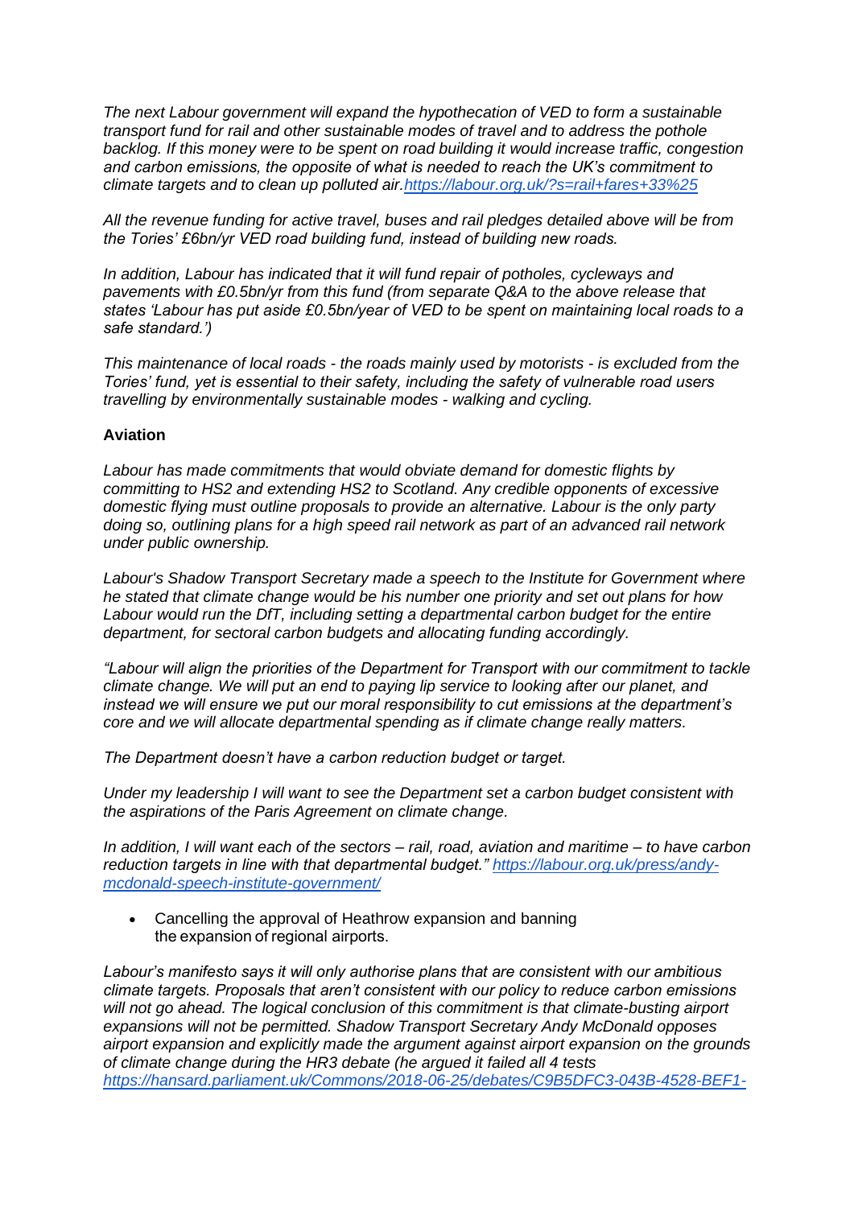*The next Labour government will expand the hypothecation of VED to form a sustainable transport fund for rail and other sustainable modes of travel and to address the pothole backlog. If this money were to be spent on road building it would increase traffic, congestion and carbon emissions, the opposite of what is needed to reach the UK's commitment to climate targets and to clean up polluted air.[https://labour.org.uk/?s=rail+fares+33%25](https://labour.org.uk/?s=rail+fares+33%25)*

*All the revenue funding for active travel, buses and rail pledges detailed above will be from the Tories' £6bn/yr VED road building fund, instead of building new roads.*

*In addition, Labour has indicated that it will fund repair of potholes, cycleways and pavements with £0.5bn/yr from this fund (from separate Q&A to the above release that states 'Labour has put aside £0.5bn/year of VED to be spent on maintaining local roads to a safe standard.')*

*This maintenance of local roads - the roads mainly used by motorists - is excluded from the Tories' fund, yet is essential to their safety, including the safety of vulnerable road users travelling by environmentally sustainable modes - walking and cycling.*

**Aviation**

*Labour has made commitments that would obviate demand for domestic flights by committing to HS2 and extending HS2 to Scotland. Any credible opponents of excessive domestic flying must outline proposals to provide an alternative. Labour is the only party doing so, outlining plans for a high speed rail network as part of an advanced rail network under public ownership.*

*Labour's Shadow Transport Secretary made a speech to the Institute for Government where he stated that climate change would be his number one priority and set out plans for how Labour would run the DfT, including setting a departmental carbon budget for the entire department, for sectoral carbon budgets and allocating funding accordingly.*

*"Labour will align the priorities of the Department for Transport with our commitment to tackle climate change. We will put an end to paying lip service to looking after our planet, and instead we will ensure we put our moral responsibility to cut emissions at the department's core and we will allocate departmental spending as if climate change really matters.*

*The Department doesn't have a carbon reduction budget or target.*

*Under my leadership I will want to see the Department set a carbon budget consistent with the aspirations of the Paris Agreement on climate change.*

*In addition, I will want each of the sectors – rail, road, aviation and maritime – to have carbon reduction targets in line with that departmental budget." [https://labour.org.uk/press/andy-mcdonald-speech-institute-government/](https://labour.org.uk/press/andy-mcdonald-speech-institute-government/)*

- Cancelling the approval of Heathrow expansion and banning the expansion of regional airports.

*Labour's manifesto says it will only authorise plans that are consistent with our ambitious climate targets. Proposals that aren't consistent with our policy to reduce carbon emissions will not go ahead. The logical conclusion of this commitment is that climate-busting airport expansions will not be permitted. Shadow Transport Secretary Andy McDonald opposes airport expansion and explicitly made the argument against airport expansion on the grounds of climate change during the HR3 debate (he argued it failed all 4 tests https://hansard.parliament.uk/Commons/2018-06-25/debates/C9B5DFC3-043B-4528-BEF1-*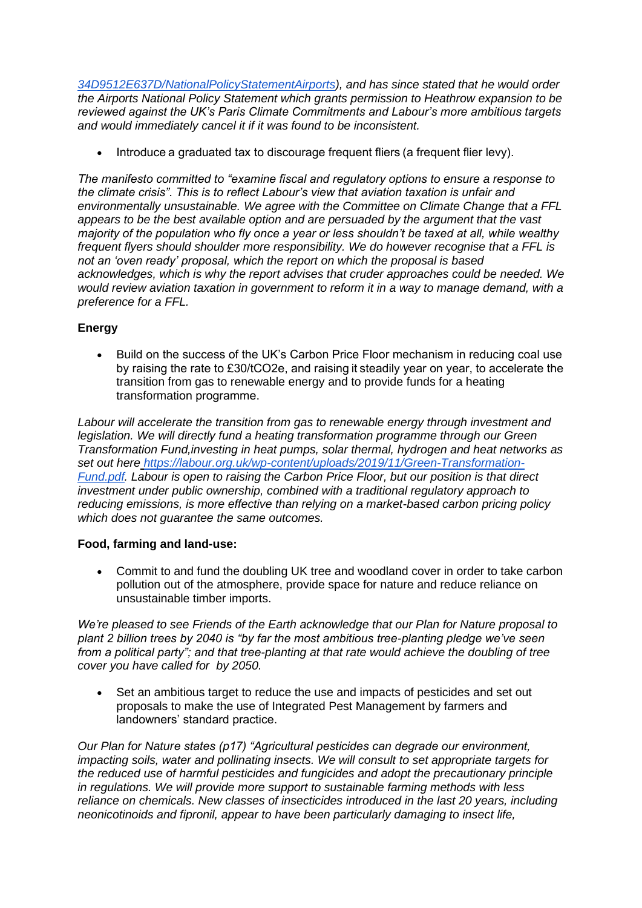*[34D9512E637D/NationalPolicyStatementAirports](34D9512E637D/NationalPolicyStatementAirports)), and has since stated that he would order the Airports National Policy Statement which grants permission to Heathrow expansion to be reviewed against the UK's Paris Climate Commitments and Labour's more ambitious targets and would immediately cancel it if it was found to be inconsistent.*

- Introduce a graduated tax to discourage frequent fliers (a frequent flier levy).

*The manifesto committed to "examine fiscal and regulatory options to ensure a response to the climate crisis". This is to reflect Labour's view that aviation taxation is unfair and environmentally unsustainable. We agree with the Committee on Climate Change that a FFL appears to be the best available option and are persuaded by the argument that the vast majority of the population who fly once a year or less shouldn't be taxed at all, while wealthy frequent flyers should shoulder more responsibility. We do however recognise that a FFL is not an 'oven ready' proposal, which the report on which the proposal is based acknowledges, which is why the report advises that cruder approaches could be needed. We would review aviation taxation in government to reform it in a way to manage demand, with a preference for a FFL.*

**Energy**

- Build on the success of the UK's Carbon Price Floor mechanism in reducing coal use by raising the rate to £30/tCO2e, and raising it steadily year on year, to accelerate the transition from gas to renewable energy and to provide funds for a heating transformation programme.

*Labour will accelerate the transition from gas to renewable energy through investment and legislation. We will directly fund a heating transformation programme through our Green Transformation Fund,investing in heat pumps, solar thermal, hydrogen and heat networks as set out here [https://labour.org.uk/wp-content/uploads/2019/11/Green-Transformation-Fund.pdf](https://labour.org.uk/wp-content/uploads/2019/11/Green-Transformation-Fund.pdf). Labour is open to raising the Carbon Price Floor, but our position is that direct investment under public ownership, combined with a traditional regulatory approach to reducing emissions, is more effective than relying on a market-based carbon pricing policy which does not guarantee the same outcomes.*

**Food, farming and land-use:**

- Commit to and fund the doubling UK tree and woodland cover in order to take carbon pollution out of the atmosphere, provide space for nature and reduce reliance on unsustainable timber imports.

*We're pleased to see Friends of the Earth acknowledge that our Plan for Nature proposal to plant 2 billion trees by 2040 is "by far the most ambitious tree-planting pledge we've seen from a political party"; and that tree-planting at that rate would achieve the doubling of tree cover you have called for by 2050.*

- Set an ambitious target to reduce the use and impacts of pesticides and set out proposals to make the use of Integrated Pest Management by farmers and landowners' standard practice.

*Our Plan for Nature states (p17) "Agricultural pesticides can degrade our environment, impacting soils, water and pollinating insects. We will consult to set appropriate targets for the reduced use of harmful pesticides and fungicides and adopt the precautionary principle in regulations. We will provide more support to sustainable farming methods with less reliance on chemicals. New classes of insecticides introduced in the last 20 years, including neonicotinoids and fipronil, appear to have been particularly damaging to insect life,*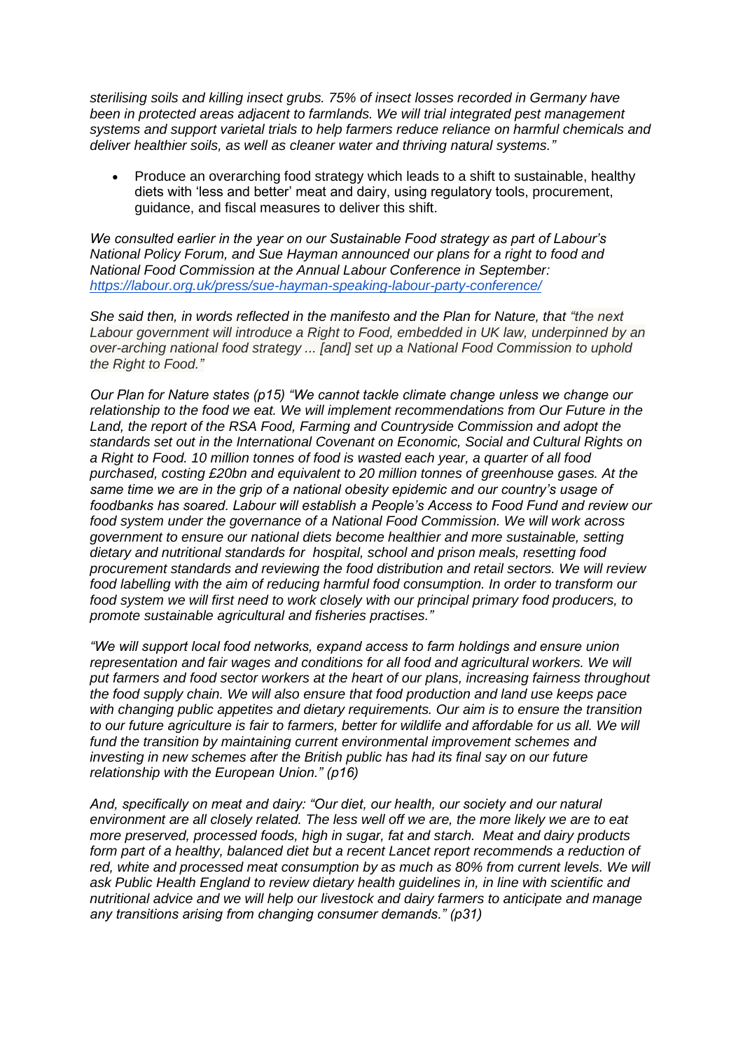*sterilising soils and killing insect grubs. 75% of insect losses recorded in Germany have been in protected areas adjacent to farmlands. We will trial integrated pest management systems and support varietal trials to help farmers reduce reliance on harmful chemicals and deliver healthier soils, as well as cleaner water and thriving natural systems."*

- Produce an overarching food strategy which leads to a shift to sustainable, healthy diets with 'less and better' meat and dairy, using regulatory tools, procurement, guidance, and fiscal measures to deliver this shift.

*We consulted earlier in the year on our Sustainable Food strategy as part of Labour's National Policy Forum, and Sue Hayman announced our plans for a right to food and National Food Commission at the Annual Labour Conference in September: [https://labour.org.uk/press/sue-hayman-speaking-labour-party-conference/](https://labour.org.uk/press/sue-hayman-speaking-labour-party-conference/)*

*She said then, in words reflected in the manifesto and the Plan for Nature, that "the next Labour government will introduce a Right to Food, embedded in UK law, underpinned by an over-arching national food strategy ... [and] set up a National Food Commission to uphold the Right to Food."*

*Our Plan for Nature states (p15) "We cannot tackle climate change unless we change our relationship to the food we eat. We will implement recommendations from Our Future in the Land, the report of the RSA Food, Farming and Countryside Commission and adopt the standards set out in the International Covenant on Economic, Social and Cultural Rights on a Right to Food. 10 million tonnes of food is wasted each year, a quarter of all food purchased, costing £20bn and equivalent to 20 million tonnes of greenhouse gases. At the same time we are in the grip of a national obesity epidemic and our country's usage of foodbanks has soared. Labour will establish a People's Access to Food Fund and review our food system under the governance of a National Food Commission. We will work across government to ensure our national diets become healthier and more sustainable, setting dietary and nutritional standards for hospital, school and prison meals, resetting food procurement standards and reviewing the food distribution and retail sectors. We will review food labelling with the aim of reducing harmful food consumption. In order to transform our food system we will first need to work closely with our principal primary food producers, to promote sustainable agricultural and fisheries practises."*

*"We will support local food networks, expand access to farm holdings and ensure union representation and fair wages and conditions for all food and agricultural workers. We will put farmers and food sector workers at the heart of our plans, increasing fairness throughout the food supply chain. We will also ensure that food production and land use keeps pace with changing public appetites and dietary requirements. Our aim is to ensure the transition to our future agriculture is fair to farmers, better for wildlife and affordable for us all. We will fund the transition by maintaining current environmental improvement schemes and investing in new schemes after the British public has had its final say on our future relationship with the European Union." (p16)*

*And, specifically on meat and dairy: "Our diet, our health, our society and our natural environment are all closely related. The less well off we are, the more likely we are to eat more preserved, processed foods, high in sugar, fat and starch. Meat and dairy products form part of a healthy, balanced diet but a recent Lancet report recommends a reduction of red, white and processed meat consumption by as much as 80% from current levels. We will ask Public Health England to review dietary health guidelines in, in line with scientific and nutritional advice and we will help our livestock and dairy farmers to anticipate and manage any transitions arising from changing consumer demands." (p31)*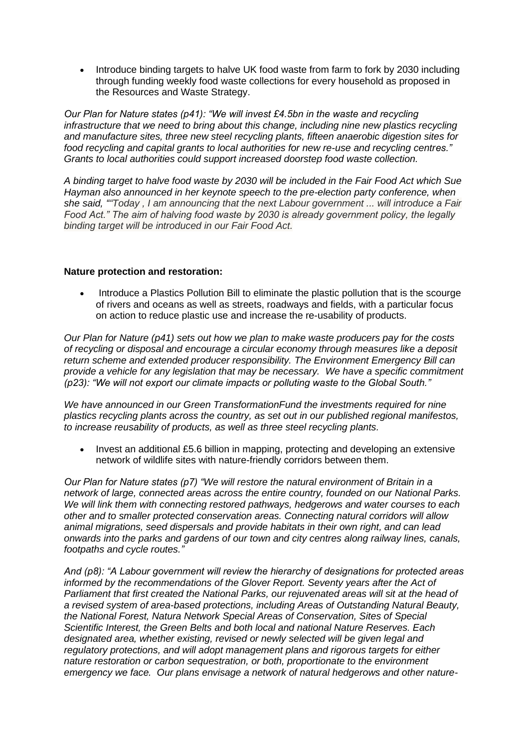- Introduce binding targets to halve UK food waste from farm to fork by 2030 including through funding weekly food waste collections for every household as proposed in the Resources and Waste Strategy.

*Our Plan for Nature states (p41): "We will invest £4.5bn in the waste and recycling infrastructure that we need to bring about this change, including nine new plastics recycling and manufacture sites, three new steel recycling plants, fifteen anaerobic digestion sites for food recycling and capital grants to local authorities for new re-use and recycling centres." Grants to local authorities could support increased doorstep food waste collection.*

*A binding target to halve food waste by 2030 will be included in the Fair Food Act which Sue Hayman also announced in her keynote speech to the pre-election party conference, when she said, ""Today , I am announcing that the next Labour government ... will introduce a Fair Food Act." The aim of halving food waste by 2030 is already government policy, the legally binding target will be introduced in our Fair Food Act.*

**Nature protection and restoration:**

- Introduce a Plastics Pollution Bill to eliminate the plastic pollution that is the scourge of rivers and oceans as well as streets, roadways and fields, with a particular focus on action to reduce plastic use and increase the re-usability of products.

*Our Plan for Nature (p41) sets out how we plan to make waste producers pay for the costs of recycling or disposal and encourage a circular economy through measures like a deposit return scheme and extended producer responsibility. The Environment Emergency Bill can provide a vehicle for any legislation that may be necessary. We have a specific commitment (p23): "We will not export our climate impacts or polluting waste to the Global South."*

*We have announced in our Green TransformationFund the investments required for nine plastics recycling plants across the country, as set out in our published regional manifestos, to increase reusability of products, as well as three steel recycling plants.*

- Invest an additional £5.6 billion in mapping, protecting and developing an extensive network of wildlife sites with nature-friendly corridors between them.

*Our Plan for Nature states (p7) "We will restore the natural environment of Britain in a network of large, connected areas across the entire country, founded on our National Parks. We will link them with connecting restored pathways, hedgerows and water courses to each other and to smaller protected conservation areas. Connecting natural corridors will allow animal migrations, seed dispersals and provide habitats in their own right, and can lead onwards into the parks and gardens of our town and city centres along railway lines, canals, footpaths and cycle routes."*

*And (p8): "A Labour government will review the hierarchy of designations for protected areas informed by the recommendations of the Glover Report. Seventy years after the Act of Parliament that first created the National Parks, our rejuvenated areas will sit at the head of a revised system of area-based protections, including Areas of Outstanding Natural Beauty, the National Forest, Natura Network Special Areas of Conservation, Sites of Special Scientific Interest, the Green Belts and both local and national Nature Reserves. Each designated area, whether existing, revised or newly selected will be given legal and regulatory protections, and will adopt management plans and rigorous targets for either nature restoration or carbon sequestration, or both, proportionate to the environment emergency we face. Our plans envisage a network of natural hedgerows and other nature-*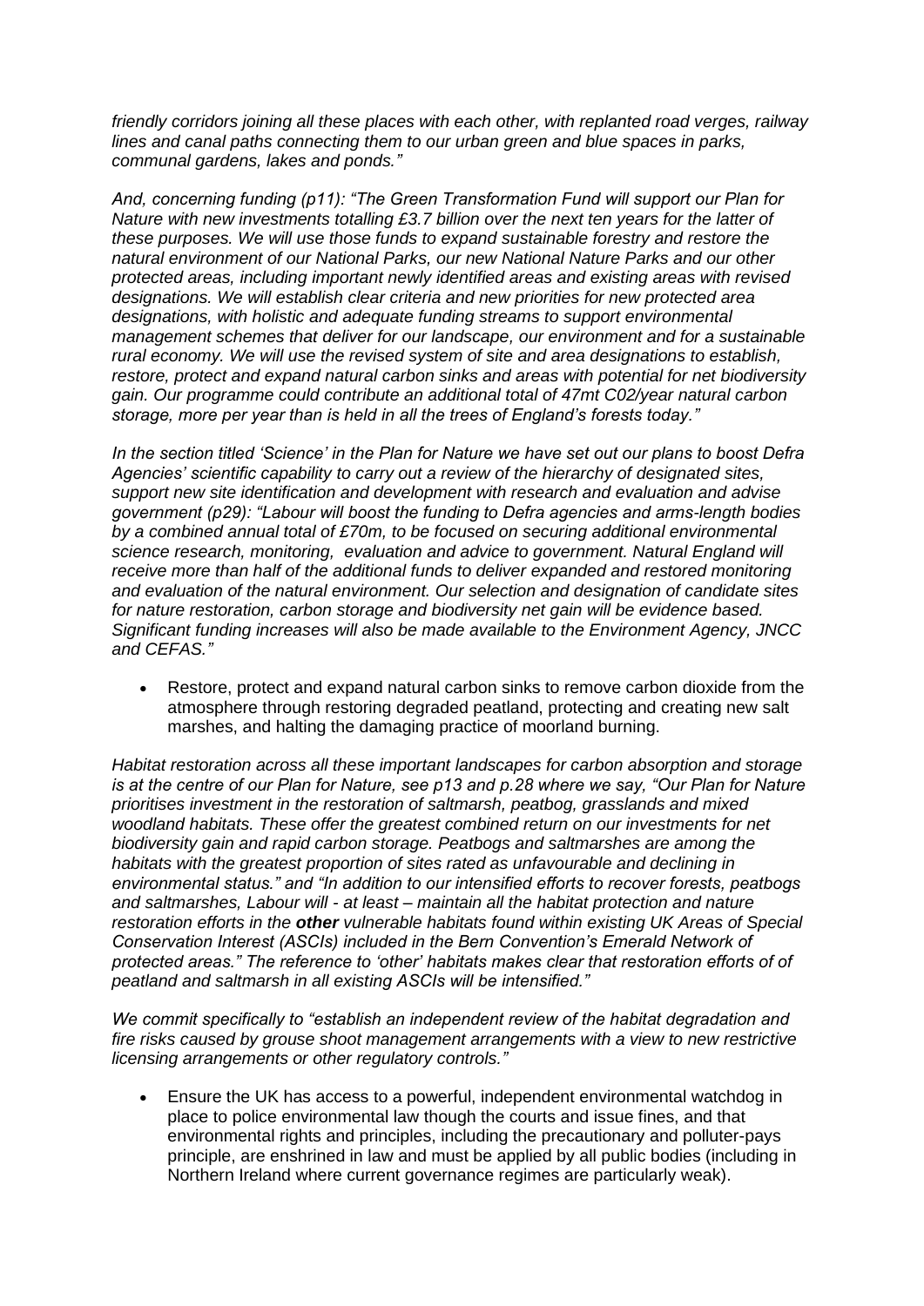*friendly corridors joining all these places with each other, with replanted road verges, railway lines and canal paths connecting them to our urban green and blue spaces in parks, communal gardens, lakes and ponds."*

*And, concerning funding (p11): "The Green Transformation Fund will support our Plan for Nature with new investments totalling £3.7 billion over the next ten years for the latter of these purposes. We will use those funds to expand sustainable forestry and restore the natural environment of our National Parks, our new National Nature Parks and our other protected areas, including important newly identified areas and existing areas with revised designations. We will establish clear criteria and new priorities for new protected area designations, with holistic and adequate funding streams to support environmental management schemes that deliver for our landscape, our environment and for a sustainable rural economy. We will use the revised system of site and area designations to establish, restore, protect and expand natural carbon sinks and areas with potential for net biodiversity gain. Our programme could contribute an additional total of 47mt C02/year natural carbon storage, more per year than is held in all the trees of England's forests today."*

*In the section titled 'Science' in the Plan for Nature we have set out our plans to boost Defra Agencies' scientific capability to carry out a review of the hierarchy of designated sites, support new site identification and development with research and evaluation and advise government (p29): "Labour will boost the funding to Defra agencies and arms-length bodies by a combined annual total of £70m, to be focused on securing additional environmental science research, monitoring, evaluation and advice to government. Natural England will receive more than half of the additional funds to deliver expanded and restored monitoring and evaluation of the natural environment. Our selection and designation of candidate sites for nature restoration, carbon storage and biodiversity net gain will be evidence based. Significant funding increases will also be made available to the Environment Agency, JNCC and CEFAS."*

- Restore, protect and expand natural carbon sinks to remove carbon dioxide from the atmosphere through restoring degraded peatland, protecting and creating new salt marshes, and halting the damaging practice of moorland burning.

*Habitat restoration across all these important landscapes for carbon absorption and storage is at the centre of our Plan for Nature, see p13 and p.28 where we say, "Our Plan for Nature prioritises investment in the restoration of saltmarsh, peatbog, grasslands and mixed woodland habitats. These offer the greatest combined return on our investments for net biodiversity gain and rapid carbon storage. Peatbogs and saltmarshes are among the habitats with the greatest proportion of sites rated as unfavourable and declining in environmental status." and "In addition to our intensified efforts to recover forests, peatbogs and saltmarshes, Labour will - at least – maintain all the habitat protection and nature restoration efforts in the **other** vulnerable habitats found within existing UK Areas of Special Conservation Interest (ASCIs) included in the Bern Convention's Emerald Network of protected areas." The reference to 'other' habitats makes clear that restoration efforts of of peatland and saltmarsh in all existing ASCIs will be intensified."*

*We commit specifically to "establish an independent review of the habitat degradation and fire risks caused by grouse shoot management arrangements with a view to new restrictive licensing arrangements or other regulatory controls."*

- Ensure the UK has access to a powerful, independent environmental watchdog in place to police environmental law though the courts and issue fines, and that environmental rights and principles, including the precautionary and polluter-pays principle, are enshrined in law and must be applied by all public bodies (including in Northern Ireland where current governance regimes are particularly weak).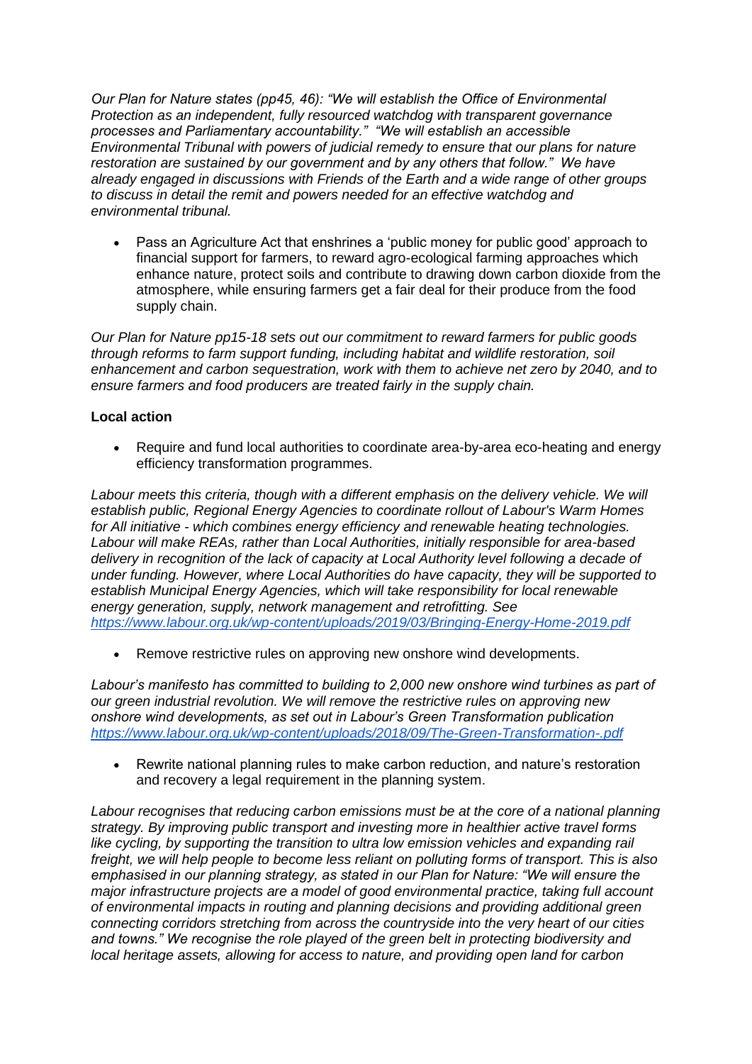*Our Plan for Nature states (pp45, 46): "We will establish the Office of Environmental Protection as an independent, fully resourced watchdog with transparent governance processes and Parliamentary accountability." "We will establish an accessible Environmental Tribunal with powers of judicial remedy to ensure that our plans for nature restoration are sustained by our government and by any others that follow." We have already engaged in discussions with Friends of the Earth and a wide range of other groups to discuss in detail the remit and powers needed for an effective watchdog and environmental tribunal.*

- Pass an Agriculture Act that enshrines a 'public money for public good' approach to financial support for farmers, to reward agro-ecological farming approaches which enhance nature, protect soils and contribute to drawing down carbon dioxide from the atmosphere, while ensuring farmers get a fair deal for their produce from the food supply chain.

*Our Plan for Nature pp15-18 sets out our commitment to reward farmers for public goods through reforms to farm support funding, including habitat and wildlife restoration, soil enhancement and carbon sequestration, work with them to achieve net zero by 2040, and to ensure farmers and food producers are treated fairly in the supply chain.*

**Local action**

- Require and fund local authorities to coordinate area-by-area eco-heating and energy efficiency transformation programmes.

*Labour meets this criteria, though with a different emphasis on the delivery vehicle. We will establish public, Regional Energy Agencies to coordinate rollout of Labour's Warm Homes for All initiative - which combines energy efficiency and renewable heating technologies. Labour will make REAs, rather than Local Authorities, initially responsible for area-based delivery in recognition of the lack of capacity at Local Authority level following a decade of under funding. However, where Local Authorities do have capacity, they will be supported to establish Municipal Energy Agencies, which will take responsibility for local renewable energy generation, supply, network management and retrofitting. See [https://www.labour.org.uk/wp-content/uploads/2019/03/Bringing-Energy-Home-2019.pdf](https://www.labour.org.uk/wp-content/uploads/2019/03/Bringing-Energy-Home-2019.pdf)*

- Remove restrictive rules on approving new onshore wind developments.

*Labour's manifesto has committed to building to 2,000 new onshore wind turbines as part of our green industrial revolution. We will remove the restrictive rules on approving new onshore wind developments, as set out in Labour's Green Transformation publication [https://www.labour.org.uk/wp-content/uploads/2018/09/The-Green-Transformation-.pdf](https://www.labour.org.uk/wp-content/uploads/2018/09/The-Green-Transformation-.pdf)*

- Rewrite national planning rules to make carbon reduction, and nature's restoration and recovery a legal requirement in the planning system.

*Labour recognises that reducing carbon emissions must be at the core of a national planning strategy. By improving public transport and investing more in healthier active travel forms like cycling, by supporting the transition to ultra low emission vehicles and expanding rail freight, we will help people to become less reliant on polluting forms of transport. This is also emphasised in our planning strategy, as stated in our Plan for Nature: "We will ensure the major infrastructure projects are a model of good environmental practice, taking full account of environmental impacts in routing and planning decisions and providing additional green connecting corridors stretching from across the countryside into the very heart of our cities and towns." We recognise the role played of the green belt in protecting biodiversity and local heritage assets, allowing for access to nature, and providing open land for carbon*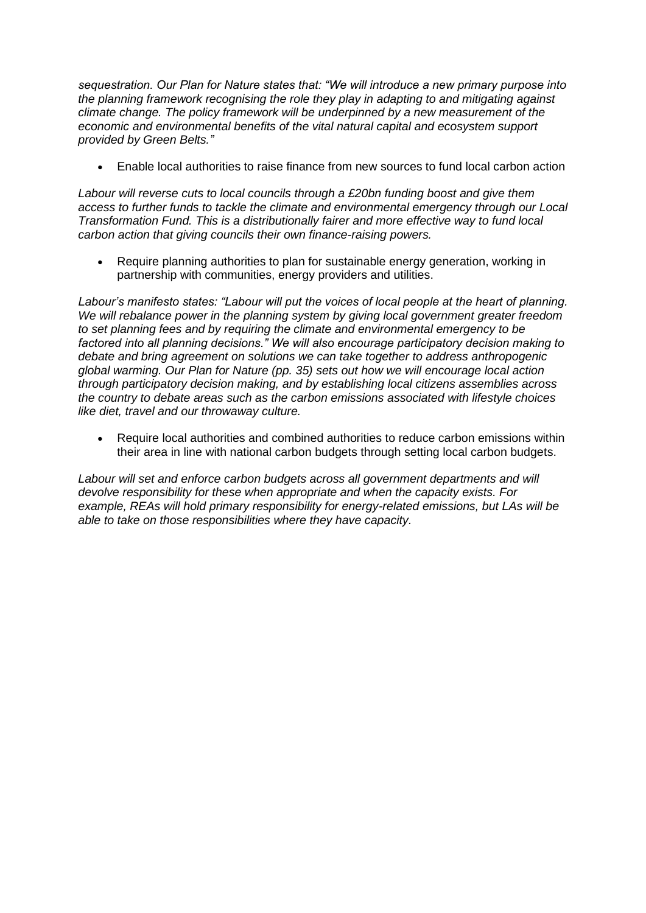*sequestration. Our Plan for Nature states that: "We will introduce a new primary purpose into the planning framework recognising the role they play in adapting to and mitigating against climate change. The policy framework will be underpinned by a new measurement of the economic and environmental benefits of the vital natural capital and ecosystem support provided by Green Belts."*

- Enable local authorities to raise finance from new sources to fund local carbon action

*Labour will reverse cuts to local councils through a £20bn funding boost and give them access to further funds to tackle the climate and environmental emergency through our Local Transformation Fund. This is a distributionally fairer and more effective way to fund local carbon action that giving councils their own finance-raising powers.*

- Require planning authorities to plan for sustainable energy generation, working in partnership with communities, energy providers and utilities.

*Labour's manifesto states: "Labour will put the voices of local people at the heart of planning. We will rebalance power in the planning system by giving local government greater freedom to set planning fees and by requiring the climate and environmental emergency to be factored into all planning decisions." We will also encourage participatory decision making to debate and bring agreement on solutions we can take together to address anthropogenic global warming. Our Plan for Nature (pp. 35) sets out how we will encourage local action through participatory decision making, and by establishing local citizens assemblies across the country to debate areas such as the carbon emissions associated with lifestyle choices like diet, travel and our throwaway culture.*

- Require local authorities and combined authorities to reduce carbon emissions within their area in line with national carbon budgets through setting local carbon budgets.

*Labour will set and enforce carbon budgets across all government departments and will devolve responsibility for these when appropriate and when the capacity exists. For example, REAs will hold primary responsibility for energy-related emissions, but LAs will be able to take on those responsibilities where they have capacity.*